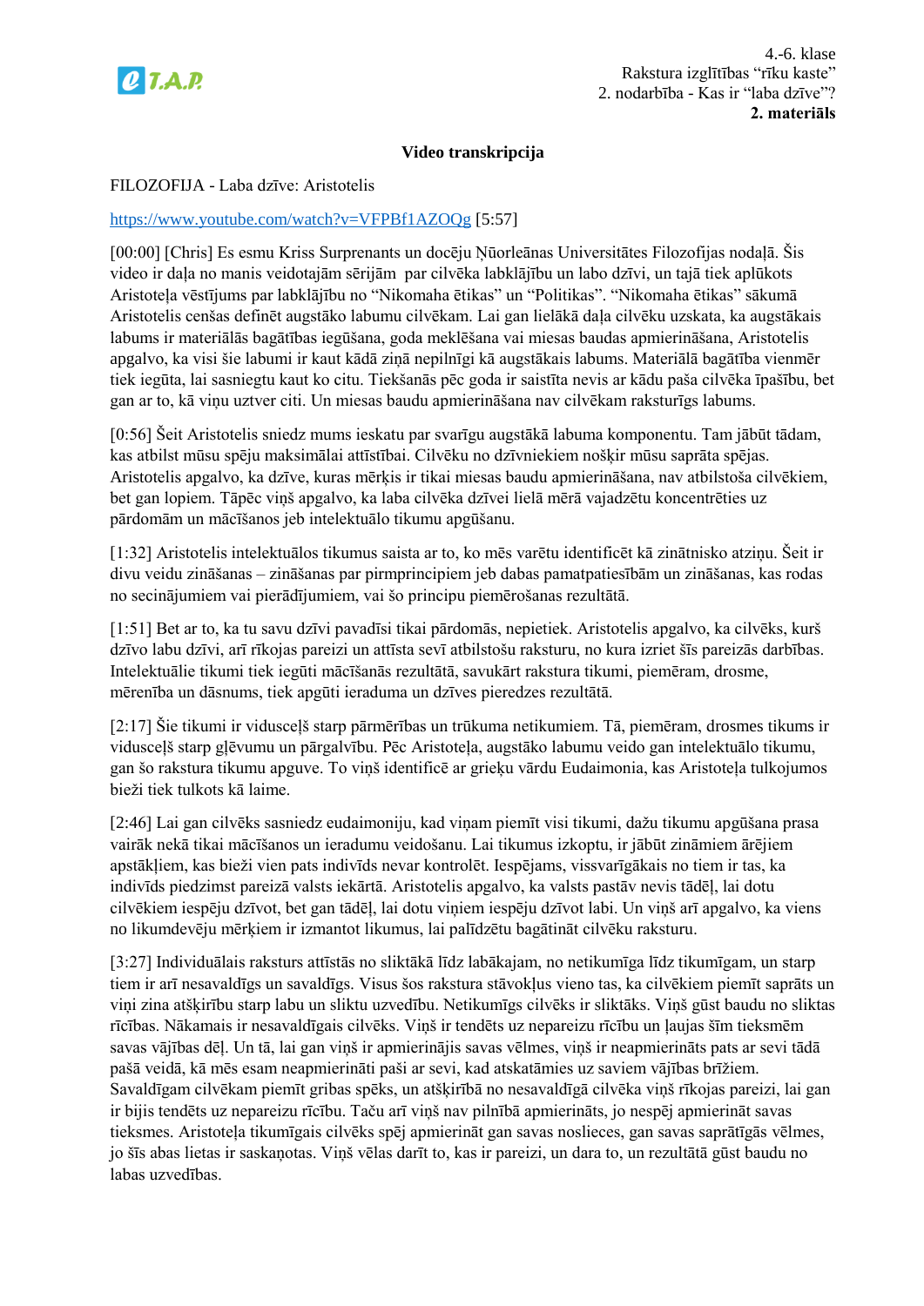4.-6. klase
Rakstura izglītības "rīku kaste"
2. nodarbība - Kas ir "laba dzīve"?
**2. materiāls**

**Video transkripcija**

FILOZOFIJA - Laba dzīve: Aristotelis

https://www.youtube.com/watch?v=VFPBf1AZOQg [5:57]

[00:00] [Chris] Es esmu Kriss Surprenants un docēju Ņūorleānas Universitātes Filozofijas nodaļā. Šis video ir daļa no manis veidotajām sērijām par cilvēka labklājību un labo dzīvi, un tajā tiek aplūkots Aristoteļa vēstījums par labklājību no "Nikomaha ētikas" un "Politikas". "Nikomaha ētikas" sākumā Aristotelis cenšas definēt augstāko labumu cilvēkam. Lai gan lielākā daļa cilvēku uzskata, ka augstākais labums ir materiālās bagātības iegūšana, goda meklēšana vai miesas baudas apmierināšana, Aristotelis apgalvo, ka visi šie labumi ir kaut kādā ziņā nepilnīgi kā augstākais labums. Materiālā bagātība vienmēr tiek iegūta, lai sasniegtu kaut ko citu. Tiekšanās pēc goda ir saistīta nevis ar kādu paša cilvēka īpašību, bet gan ar to, kā viņu uztver citi. Un miesas baudu apmierināšana nav cilvēkam raksturīgs labums.

[0:56] Šeit Aristotelis sniedz mums ieskatu par svarīgu augstākā labuma komponentu. Tam jābūt tādam, kas atbilst mūsu spēju maksimālai attīstībai. Cilvēku no dzīvniekiem nošķir mūsu saprāta spējas. Aristotelis apgalvo, ka dzīve, kuras mērķis ir tikai miesas baudu apmierināšana, nav atbilstoša cilvēkiem, bet gan lopiem. Tāpēc viņš apgalvo, ka laba cilvēka dzīvei lielā mērā vajadzētu koncentrēties uz pārdomām un mācīšanos jeb intelektuālo tikumu apgūšanu.

[1:32] Aristotelis intelektuālos tikumus saista ar to, ko mēs varētu identificēt kā zinātnisko atziņu. Šeit ir divu veidu zināšanas – zināšanas par pirmprincipiem jeb dabas pamatpatiesībām un zināšanas, kas rodas no secinājumiem vai pierādījumiem, vai šo principu piemērošanas rezultātā.

[1:51] Bet ar to, ka tu savu dzīvi pavadīsi tikai pārdomās, nepietiek. Aristotelis apgalvo, ka cilvēks, kurš dzīvo labu dzīvi, arī rīkojas pareizi un attīsta sevī atbilstošu raksturu, no kura izriet šīs pareizās darbības. Intelektuālie tikumi tiek iegūti mācīšanās rezultātā, savukārt rakstura tikumi, piemēram, drosme, mērenība un dāsnums, tiek apgūti ieraduma un dzīves pieredzes rezultātā.

[2:17] Šie tikumi ir viduscelš starp pārmērības un trūkuma netikumiem. Tā, piemēram, drosmes tikums ir viduscelš starp gļēvumu un pārgalvību. Pēc Aristoteļa, augstāko labumu veido gan intelektuālo tikumu, gan šo rakstura tikumu apguve. To viņš identificē ar grieķu vārdu Eudaimonia, kas Aristoteļa tulkojumos bieži tiek tulkots kā laime.

[2:46] Lai gan cilvēks sasniedz eudaimoniju, kad viņam piemīt visi tikumi, dažu tikumu apgūšana prasa vairāk nekā tikai mācīšanos un ieradumu veidošanu. Lai tikumus izkoptu, ir jābūt zināmiem ārējiem apstākļiem, kas bieži vien pats indivīds nevar kontrolēt. Iespējams, vissvarīgākais no tiem ir tas, ka indivīds piedzimst pareizā valsts iekārtā. Aristotelis apgalvo, ka valsts pastāv nevis tādēļ, lai dotu cilvēkiem iespēju dzīvot, bet gan tādēļ, lai dotu viņiem iespēju dzīvot labi. Un viņš arī apgalvo, ka viens no likumdevēju mērķiem ir izmantot likumus, lai palīdzētu bagātināt cilvēku raksturu.

[3:27] Individuālais raksturs attīstās no sliktākā līdz labākajam, no netikumīga līdz tikumīgam, un starp tiem ir arī nesavaldīgs un savaldīgs. Visus šos rakstura stāvokļus vieno tas, ka cilvēkiem piemīt saprāts un viņi zina atšķirību starp labu un sliktu uzvedību. Netikumīgs cilvēks ir sliktāks. Viņš gūst baudu no sliktas rīcības. Nākamais ir nesavaldīgais cilvēks. Viņš ir tendēts uz nepareizu rīcību un ļaujas šīm tieksmēm savas vājības dēļ. Un tā, lai gan viņš ir apmierinājis savas vēlmes, viņš ir neapmierināts pats ar sevi tādā pašā veidā, kā mēs esam neapmierināti paši ar sevi, kad atskatāmies uz saviem vājības brīžiem. Savaldīgam cilvēkam piemīt gribas spēks, un atšķirībā no nesavaldīgā cilvēka viņš rīkojas pareizi, lai gan ir bijis tendēts uz nepareizu rīcību. Taču arī viņš nav pilnībā apmierināts, jo nespēj apmierināt savas tieksmes. Aristoteļa tikumīgais cilvēks spēj apmierināt gan savas noslieces, gan savas saprātīgās vēlmes, jo šīs abas lietas ir saskaņotas. Viņš vēlas darīt to, kas ir pareizi, un dara to, un rezultātā gūst baudu no labas uzvedības.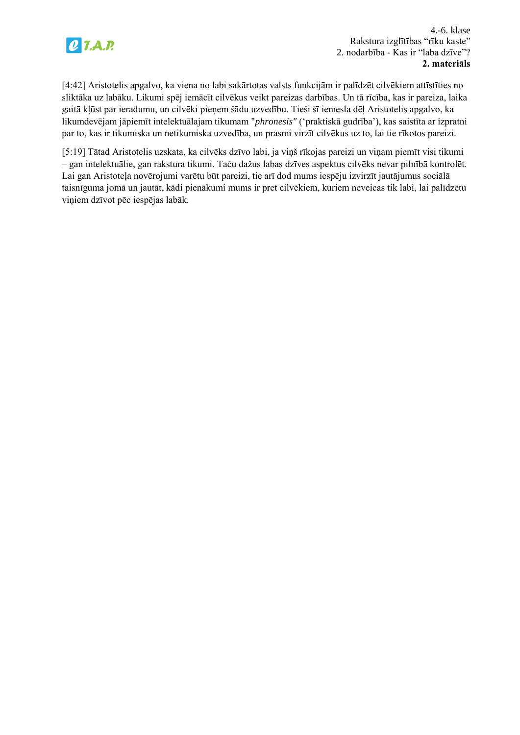[4:42] Aristotelis apgalvo, ka viena no labi sakārtotas valsts funkcijām ir palīdzēt cilvēkiem attīstīties no sliktāka uz labāku. Likumi spēj iemācīt cilvēkus veikt pareizas darbības. Un tā rīcība, kas ir pareiza, laika gaitā kļūst par ieradumu, un cilvēki pieņem šādu uzvedību. Tieši šī iemesla dēļ Aristotelis apgalvo, ka likumdevējam jāpiemīt intelektuālajam tikumam "*phronesis*" (‘praktiskā gudrība’), kas saistīta ar izpratni par to, kas ir tikumiska un netikumiska uzvedība, un prasmi virzīt cilvēkus uz to, lai tie rīkotos pareizi.

[5:19] Tātad Aristotelis uzskata, ka cilvēks dzīvo labi, ja viņš rīkojas pareizi un viņam piemīt visi tikumi – gan intelektuālie, gan rakstura tikumi. Taču dažus labas dzīves aspektus cilvēks nevar pilnībā kontrolēt. Lai gan Aristoteļa novērojumi varētu būt pareizi, tie arī dod mums iespēju izvirzīt jautājumus sociālā taisnīguma jomā un jautāt, kādi pienākumi mums ir pret cilvēkiem, kuriem neveicas tik labi, lai palīdzētu viņiem dzīvot pēc iespējas labāk.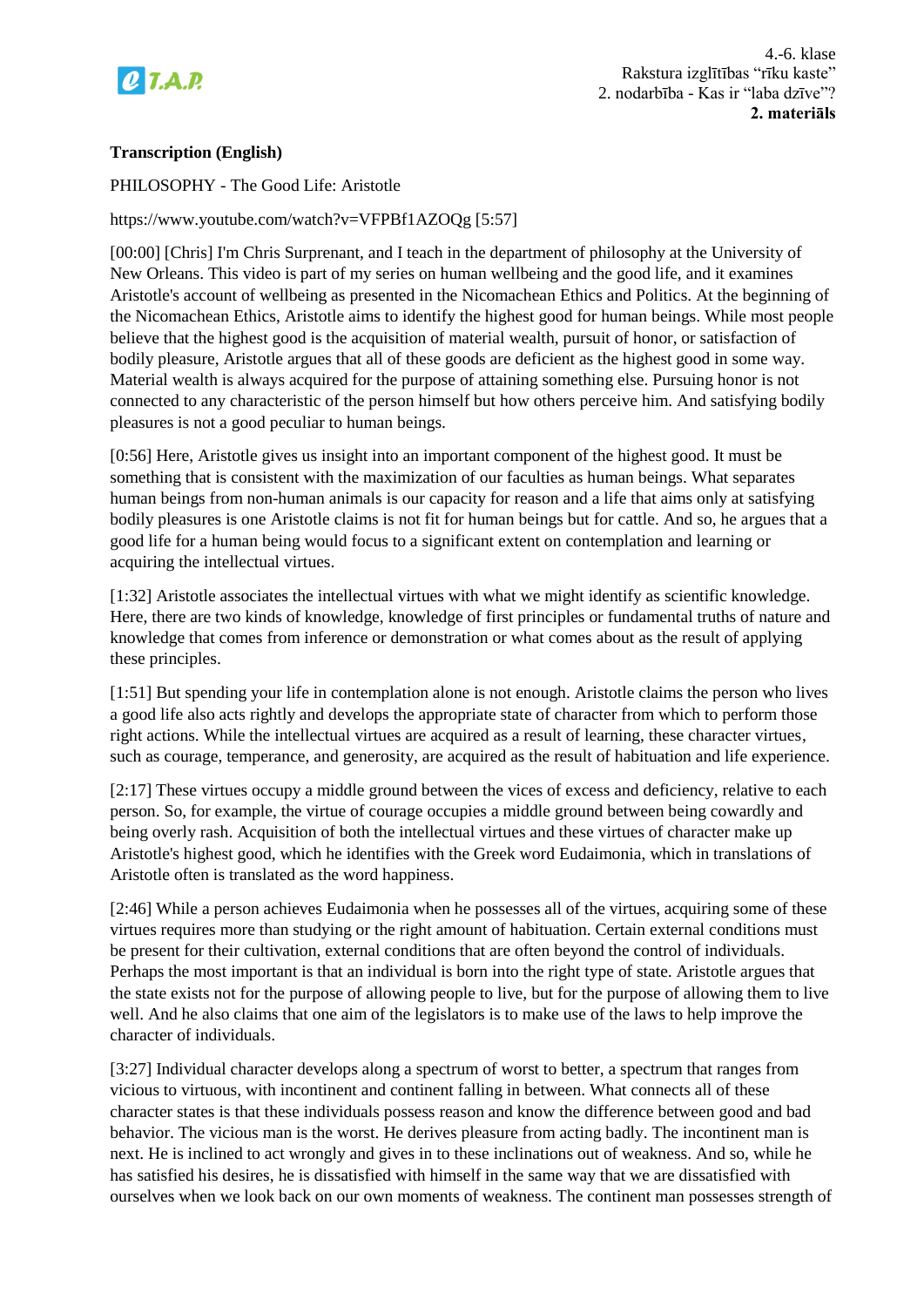**Transcription (English)**

PHILOSOPHY - The Good Life: Aristotle

https://www.youtube.com/watch?v=VFPBf1AZOQg [5:57]

[00:00] [Chris] I'm Chris Surprenant, and I teach in the department of philosophy at the University of New Orleans. This video is part of my series on human wellbeing and the good life, and it examines Aristotle's account of wellbeing as presented in the Nicomachean Ethics and Politics. At the beginning of the Nicomachean Ethics, Aristotle aims to identify the highest good for human beings. While most people believe that the highest good is the acquisition of material wealth, pursuit of honor, or satisfaction of bodily pleasure, Aristotle argues that all of these goods are deficient as the highest good in some way. Material wealth is always acquired for the purpose of attaining something else. Pursuing honor is not connected to any characteristic of the person himself but how others perceive him. And satisfying bodily pleasures is not a good peculiar to human beings.

[0:56] Here, Aristotle gives us insight into an important component of the highest good. It must be something that is consistent with the maximization of our faculties as human beings. What separates human beings from non-human animals is our capacity for reason and a life that aims only at satisfying bodily pleasures is one Aristotle claims is not fit for human beings but for cattle. And so, he argues that a good life for a human being would focus to a significant extent on contemplation and learning or acquiring the intellectual virtues.

[1:32] Aristotle associates the intellectual virtues with what we might identify as scientific knowledge. Here, there are two kinds of knowledge, knowledge of first principles or fundamental truths of nature and knowledge that comes from inference or demonstration or what comes about as the result of applying these principles.

[1:51] But spending your life in contemplation alone is not enough. Aristotle claims the person who lives a good life also acts rightly and develops the appropriate state of character from which to perform those right actions. While the intellectual virtues are acquired as a result of learning, these character virtues, such as courage, temperance, and generosity, are acquired as the result of habituation and life experience.

[2:17] These virtues occupy a middle ground between the vices of excess and deficiency, relative to each person. So, for example, the virtue of courage occupies a middle ground between being cowardly and being overly rash. Acquisition of both the intellectual virtues and these virtues of character make up Aristotle's highest good, which he identifies with the Greek word Eudaimonia, which in translations of Aristotle often is translated as the word happiness.

[2:46] While a person achieves Eudaimonia when he possesses all of the virtues, acquiring some of these virtues requires more than studying or the right amount of habituation. Certain external conditions must be present for their cultivation, external conditions that are often beyond the control of individuals. Perhaps the most important is that an individual is born into the right type of state. Aristotle argues that the state exists not for the purpose of allowing people to live, but for the purpose of allowing them to live well. And he also claims that one aim of the legislators is to make use of the laws to help improve the character of individuals.

[3:27] Individual character develops along a spectrum of worst to better, a spectrum that ranges from vicious to virtuous, with incontinent and continent falling in between. What connects all of these character states is that these individuals possess reason and know the difference between good and bad behavior. The vicious man is the worst. He derives pleasure from acting badly. The incontinent man is next. He is inclined to act wrongly and gives in to these inclinations out of weakness. And so, while he has satisfied his desires, he is dissatisfied with himself in the same way that we are dissatisfied with ourselves when we look back on our own moments of weakness. The continent man possesses strength of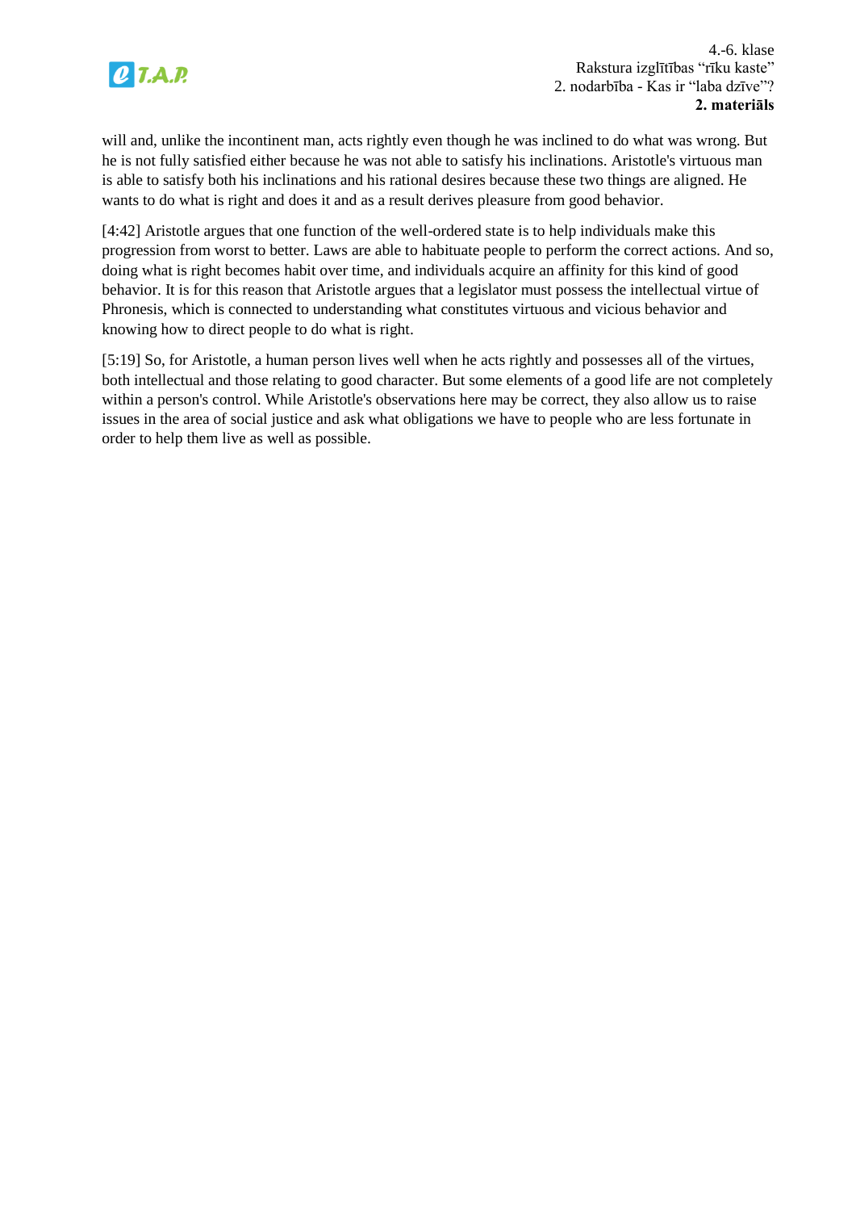will and, unlike the incontinent man, acts rightly even though he was inclined to do what was wrong. But he is not fully satisfied either because he was not able to satisfy his inclinations. Aristotle's virtuous man is able to satisfy both his inclinations and his rational desires because these two things are aligned. He wants to do what is right and does it and as a result derives pleasure from good behavior.

[4:42] Aristotle argues that one function of the well-ordered state is to help individuals make this progression from worst to better. Laws are able to habituate people to perform the correct actions. And so, doing what is right becomes habit over time, and individuals acquire an affinity for this kind of good behavior. It is for this reason that Aristotle argues that a legislator must possess the intellectual virtue of Phronesis, which is connected to understanding what constitutes virtuous and vicious behavior and knowing how to direct people to do what is right.

[5:19] So, for Aristotle, a human person lives well when he acts rightly and possesses all of the virtues, both intellectual and those relating to good character. But some elements of a good life are not completely within a person's control. While Aristotle's observations here may be correct, they also allow us to raise issues in the area of social justice and ask what obligations we have to people who are less fortunate in order to help them live as well as possible.